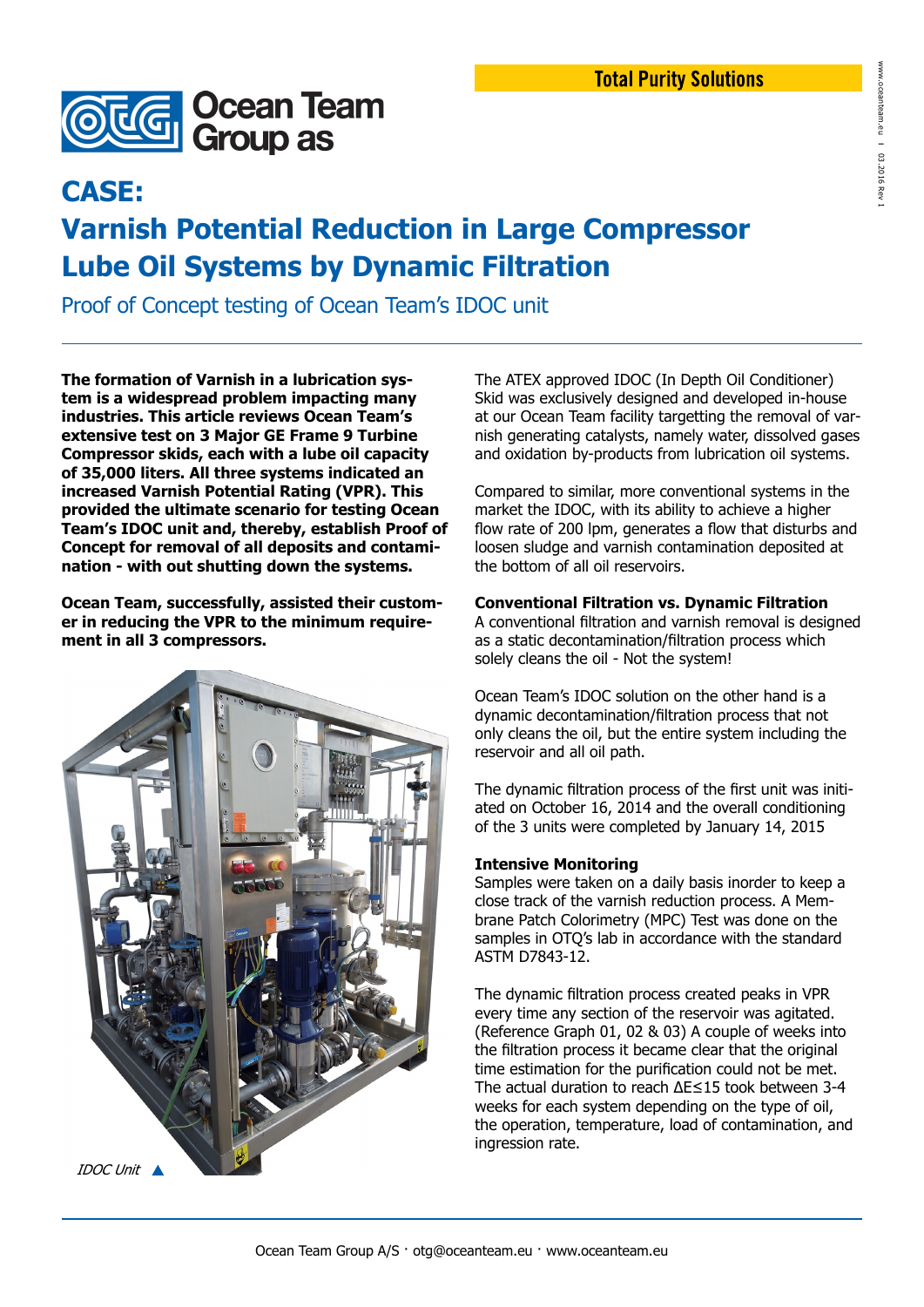Total Purity Solutions

Ocean Team Group as

# CASE: Varnish Potential Reduction in Large Compressor Lube Oil Systems by Dynamic Filtration

## Proof of Concept testing of Ocean Team's IDOC unit

**The formation of Varnish in a lubrication system is a widespread problem impacting many industries. This article reviews Ocean Team's extensive test on 3 Major GE Frame 9 Turbine Compressor skids, each with a lube oil capacity of 35,000 liters. All three systems indicated an increased Varnish Potential Rating (VPR). This provided the ultimate scenario for testing Ocean Team's IDOC unit and, thereby, establish Proof of Concept for removal of all deposits and contamination - with out shutting down the systems.**

**Ocean Team, successfully, assisted their customer in reducing the VPR to the minimum requirement in all 3 compressors.**

*IDOC Unit* ▲

The ATEX approved IDOC (In Depth Oil Conditioner) Skid was exclusively designed and developed in-house at our Ocean Team facility targetting the removal of varnish generating catalysts, namely water, dissolved gases and oxidation by-products from lubrication oil systems.

Compared to similar, more conventional systems in the market the IDOC, with its ability to achieve a higher flow rate of 200 lpm, generates a flow that disturbs and loosen sludge and varnish contamination deposited at the bottom of all oil reservoirs.

### Conventional Filtration vs. Dynamic Filtration

A conventional filtration and varnish removal is designed as a static decontamination/filtration process which solely cleans the oil - Not the system!

Ocean Team's IDOC solution on the other hand is a dynamic decontamination/filtration process that not only cleans the oil, but the entire system including the reservoir and all oil path.

The dynamic filtration process of the first unit was initiated on October 16, 2014 and the overall conditioning of the 3 units were completed by January 14, 2015

### Intensive Monitoring

Samples were taken on a daily basis inorder to keep a close track of the varnish reduction process. A Membrane Patch Colorimetry (MPC) Test was done on the samples in OTQ's lab in accordance with the standard ASTM D7843-12.

The dynamic filtration process created peaks in VPR every time any section of the reservoir was agitated. (Reference Graph 01, 02 & 03) A couple of weeks into the filtration process it became clear that the original time estimation for the purification could not be met. The actual duration to reach $\Delta E \leq 15$ took between 3-4 weeks for each system depending on the type of oil, the operation, temperature, load of contamination, and ingression rate.

Ocean Team Group A/S · otg@oceanteam.eu · www.oceanteam.eu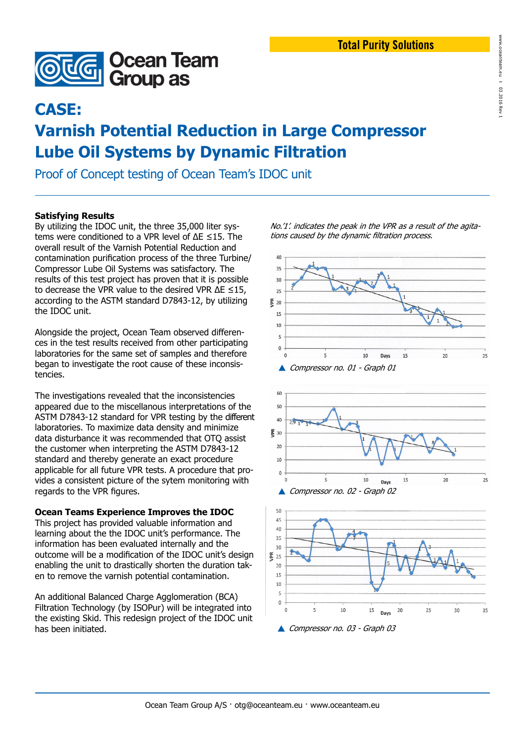Total Purity Solutions

Ocean Team Group as

# CASE:
# Varnish Potential Reduction in Large Compressor Lube Oil Systems by Dynamic Filtration

## Proof of Concept testing of Ocean Team's IDOC unit

**Satisfying Results**
By utilizing the IDOC unit, the three 35,000 liter systems were conditioned to a VPR level of ΔE ≤15. The overall result of the Varnish Potential Reduction and contamination purification process of the three Turbine/ Compressor Lube Oil Systems was satisfactory. The results of this test project has proven that it is possible to decrease the VPR value to the desired VPR ΔE ≤15, according to the ASTM standard D7843-12, by utilizing the IDOC unit.

Alongside the project, Ocean Team observed differences in the test results received from other participating laboratories for the same set of samples and therefore began to investigate the root cause of these inconsistencies.

The investigations revealed that the inconsistencies appeared due to the miscellanous interpretations of the ASTM D7843-12 standard for VPR testing by the different laboratories. To maximize data density and minimize data disturbance it was recommended that OTQ assist the customer when interpreting the ASTM D7843-12 standard and thereby generate an exact procedure applicable for all future VPR tests. A procedure that provides a consistent picture of the sytem monitoring with regards to the VPR figures.

**Ocean Teams Experience Improves the IDOC**
This project has provided valuable information and learning about the the IDOC unit's performance. The information has been evaluated internally and the outcome will be a modification of the IDOC unit's design enabling the unit to drastically shorten the duration taken to remove the varnish potential contamination.

An additional Balanced Charge Agglomeration (BCA) Filtration Technology (by ISOPur) will be integrated into the existing Skid. This redesign project of the IDOC unit has been initiated.

*No.'1' indicates the peak in the VPR as a result of the agitations caused by the dynamic filtration process.*

VPR
Days

*Compressor no. 01 - Graph 01*

VPR
Days

*Compressor no. 02 - Graph 02*

VPR
Days

*Compressor no. 03 - Graph 03*

Ocean Team Group A/S · otg@oceanteam.eu · www.oceanteam.eu